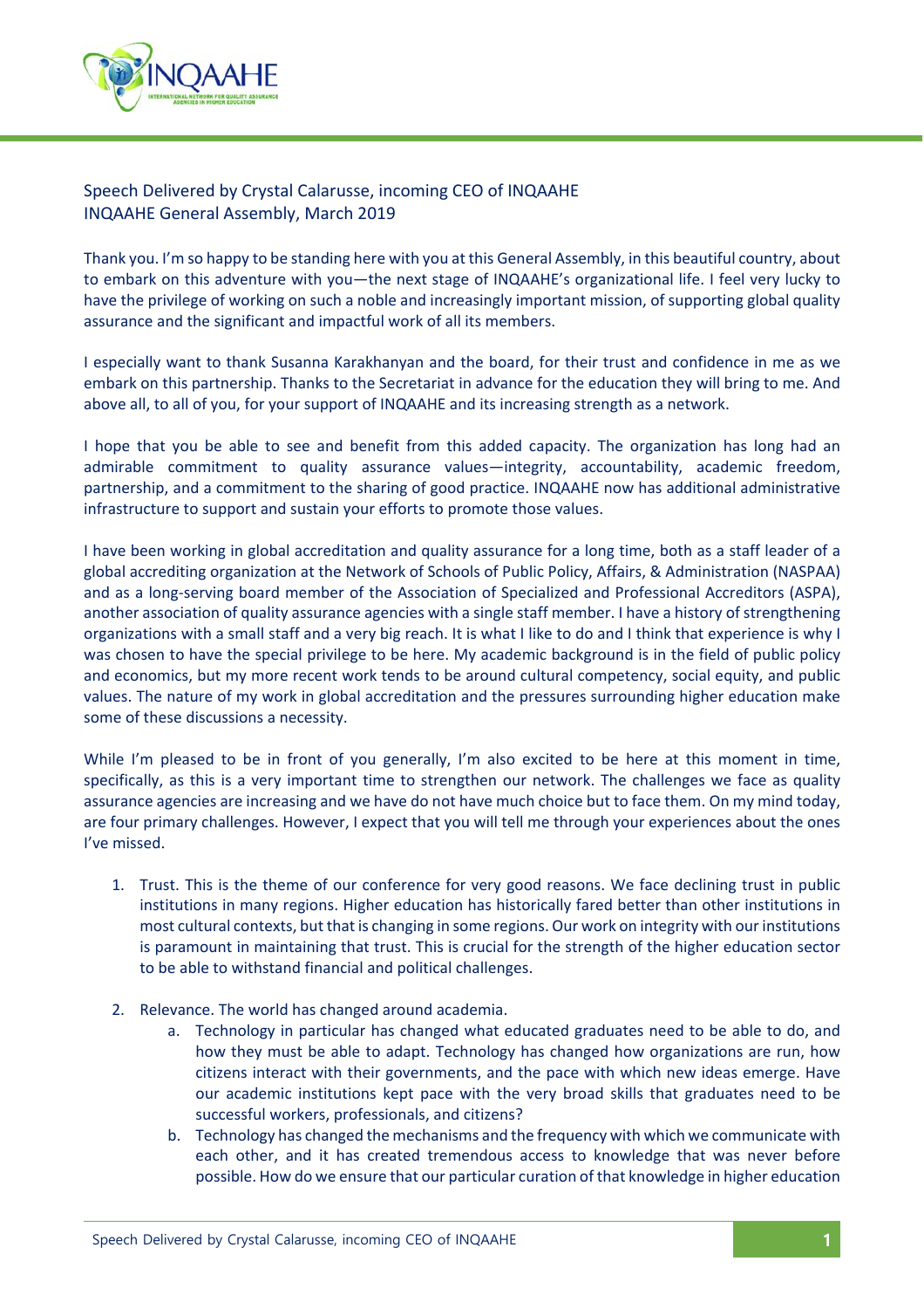Speech Delivered by Crystal Calarusse, incoming CEO of INQAAHE
INQAAHE General Assembly, March 2019

Thank you. I'm so happy to be standing here with you at this General Assembly, in this beautiful country, about to embark on this adventure with you—the next stage of INQAAHE's organizational life. I feel very lucky to have the privilege of working on such a noble and increasingly important mission, of supporting global quality assurance and the significant and impactful work of all its members.

I especially want to thank Susanna Karakhanyan and the board, for their trust and confidence in me as we embark on this partnership. Thanks to the Secretariat in advance for the education they will bring to me. And above all, to all of you, for your support of INQAAHE and its increasing strength as a network.

I hope that you be able to see and benefit from this added capacity. The organization has long had an admirable commitment to quality assurance values—integrity, accountability, academic freedom, partnership, and a commitment to the sharing of good practice. INQAAHE now has additional administrative infrastructure to support and sustain your efforts to promote those values.

I have been working in global accreditation and quality assurance for a long time, both as a staff leader of a global accrediting organization at the Network of Schools of Public Policy, Affairs, & Administration (NASPAA) and as a long-serving board member of the Association of Specialized and Professional Accreditors (ASPA), another association of quality assurance agencies with a single staff member. I have a history of strengthening organizations with a small staff and a very big reach. It is what I like to do and I think that experience is why I was chosen to have the special privilege to be here. My academic background is in the field of public policy and economics, but my more recent work tends to be around cultural competency, social equity, and public values. The nature of my work in global accreditation and the pressures surrounding higher education make some of these discussions a necessity.

While I'm pleased to be in front of you generally, I'm also excited to be here at this moment in time, specifically, as this is a very important time to strengthen our network. The challenges we face as quality assurance agencies are increasing and we have do not have much choice but to face them. On my mind today, are four primary challenges. However, I expect that you will tell me through your experiences about the ones I've missed.

1. Trust. This is the theme of our conference for very good reasons. We face declining trust in public institutions in many regions. Higher education has historically fared better than other institutions in most cultural contexts, but that is changing in some regions. Our work on integrity with our institutions is paramount in maintaining that trust. This is crucial for the strength of the higher education sector to be able to withstand financial and political challenges.

2. Relevance. The world has changed around academia.
    a. Technology in particular has changed what educated graduates need to be able to do, and how they must be able to adapt. Technology has changed how organizations are run, how citizens interact with their governments, and the pace with which new ideas emerge. Have our academic institutions kept pace with the very broad skills that graduates need to be successful workers, professionals, and citizens?
    b. Technology has changed the mechanisms and the frequency with which we communicate with each other, and it has created tremendous access to knowledge that was never before possible. How do we ensure that our particular curation of that knowledge in higher education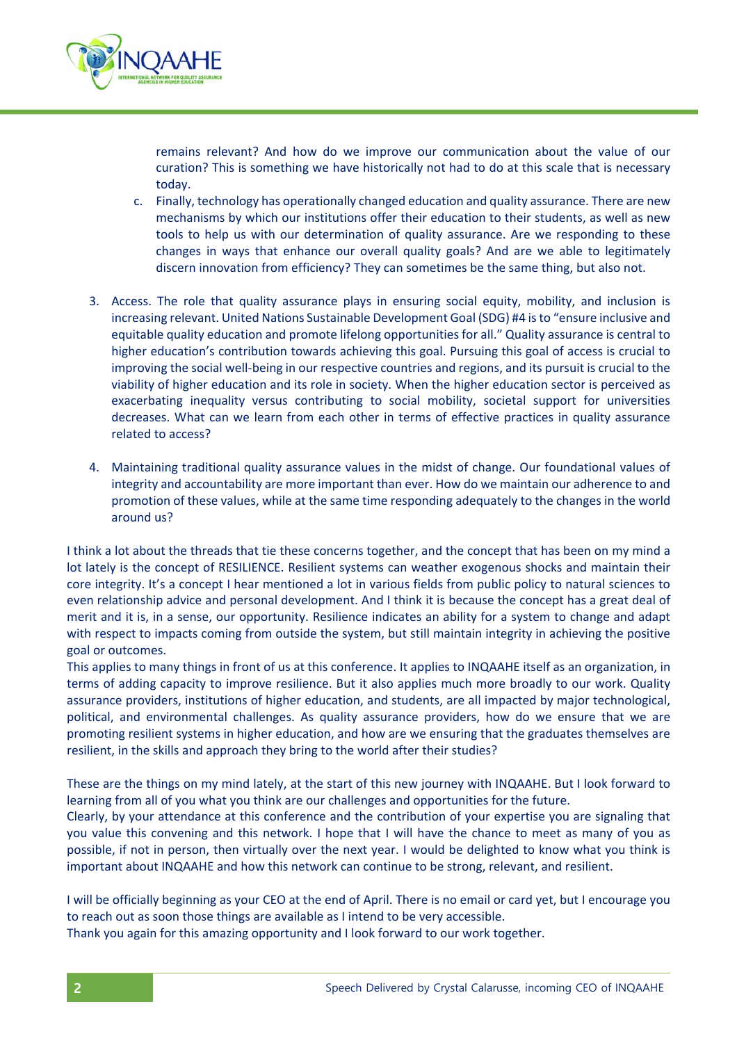remains relevant? And how do we improve our communication about the value of our curation? This is something we have historically not had to do at this scale that is necessary today.

   c. Finally, technology has operationally changed education and quality assurance. There are new mechanisms by which our institutions offer their education to their students, as well as new tools to help us with our determination of quality assurance. Are we responding to these changes in ways that enhance our overall quality goals? And are we able to legitimately discern innovation from efficiency? They can sometimes be the same thing, but also not.

3. Access. The role that quality assurance plays in ensuring social equity, mobility, and inclusion is increasing relevant. United Nations Sustainable Development Goal (SDG) #4 is to "ensure inclusive and equitable quality education and promote lifelong opportunities for all." Quality assurance is central to higher education's contribution towards achieving this goal. Pursuing this goal of access is crucial to improving the social well-being in our respective countries and regions, and its pursuit is crucial to the viability of higher education and its role in society. When the higher education sector is perceived as exacerbating inequality versus contributing to social mobility, societal support for universities decreases. What can we learn from each other in terms of effective practices in quality assurance related to access?

4. Maintaining traditional quality assurance values in the midst of change. Our foundational values of integrity and accountability are more important than ever. How do we maintain our adherence to and promotion of these values, while at the same time responding adequately to the changes in the world around us?

I think a lot about the threads that tie these concerns together, and the concept that has been on my mind a lot lately is the concept of RESILIENCE. Resilient systems can weather exogenous shocks and maintain their core integrity. It's a concept I hear mentioned a lot in various fields from public policy to natural sciences to even relationship advice and personal development. And I think it is because the concept has a great deal of merit and it is, in a sense, our opportunity. Resilience indicates an ability for a system to change and adapt with respect to impacts coming from outside the system, but still maintain integrity in achieving the positive goal or outcomes.

This applies to many things in front of us at this conference. It applies to INQAAHE itself as an organization, in terms of adding capacity to improve resilience. But it also applies much more broadly to our work. Quality assurance providers, institutions of higher education, and students, are all impacted by major technological, political, and environmental challenges. As quality assurance providers, how do we ensure that we are promoting resilient systems in higher education, and how are we ensuring that the graduates themselves are resilient, in the skills and approach they bring to the world after their studies?

These are the things on my mind lately, at the start of this new journey with INQAAHE. But I look forward to learning from all of you what you think are our challenges and opportunities for the future.

Clearly, by your attendance at this conference and the contribution of your expertise you are signaling that you value this convening and this network. I hope that I will have the chance to meet as many of you as possible, if not in person, then virtually over the next year. I would be delighted to know what you think is important about INQAAHE and how this network can continue to be strong, relevant, and resilient.

I will be officially beginning as your CEO at the end of April. There is no email or card yet, but I encourage you to reach out as soon those things are available as I intend to be very accessible.

Thank you again for this amazing opportunity and I look forward to our work together.